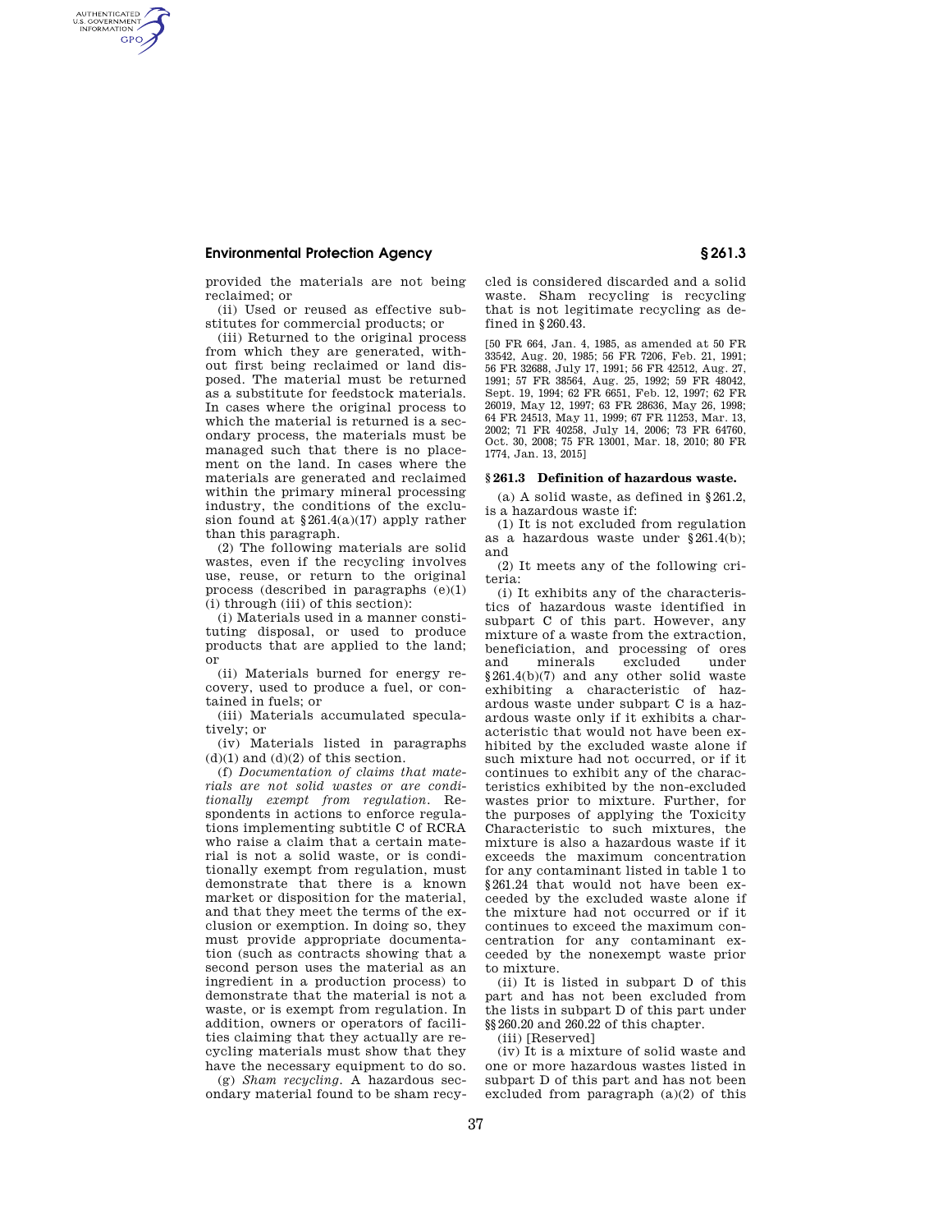provided the materials are not being reclaimed; or

(ii) Used or reused as effective substitutes for commercial products; or

(iii) Returned to the original process from which they are generated, without first being reclaimed or land disposed. The material must be returned as a substitute for feedstock materials. In cases where the original process to which the material is returned is a secondary process, the materials must be managed such that there is no placement on the land. In cases where the materials are generated and reclaimed within the primary mineral processing industry, the conditions of the exclusion found at §261.4(a)(17) apply rather than this paragraph.

(2) The following materials are solid wastes, even if the recycling involves use, reuse, or return to the original process (described in paragraphs (e)(1)(i) through (iii) of this section):

(i) Materials used in a manner constituting disposal, or used to produce products that are applied to the land; or

(ii) Materials burned for energy recovery, used to produce a fuel, or contained in fuels; or

(iii) Materials accumulated speculatively; or

(iv) Materials listed in paragraphs (d)(1) and (d)(2) of this section.

(f) *Documentation of claims that materials are not solid wastes or are conditionally exempt from regulation.* Respondents in actions to enforce regulations implementing subtitle C of RCRA who raise a claim that a certain material is not a solid waste, or is conditionally exempt from regulation, must demonstrate that there is a known market or disposition for the material, and that they meet the terms of the exclusion or exemption. In doing so, they must provide appropriate documentation (such as contracts showing that a second person uses the material as an ingredient in a production process) to demonstrate that the material is not a waste, or is exempt from regulation. In addition, owners or operators of facilities claiming that they actually are recycling materials must show that they have the necessary equipment to do so.

(g) *Sham recycling.* A hazardous secondary material found to be sham recycled is considered discarded and a solid waste. Sham recycling is recycling that is not legitimate recycling as defined in §260.43.

[50 FR 664, Jan. 4, 1985, as amended at 50 FR 33542, Aug. 20, 1985; 56 FR 7206, Feb. 21, 1991; 56 FR 32688, July 17, 1991; 56 FR 42512, Aug. 27, 1991; 57 FR 38564, Aug. 25, 1992; 59 FR 48042, Sept. 19, 1994; 62 FR 6651, Feb. 12, 1997; 62 FR 26019, May 12, 1997; 63 FR 28636, May 26, 1998; 64 FR 24513, May 11, 1999; 67 FR 11253, Mar. 13, 2002; 71 FR 40258, July 14, 2006; 73 FR 64760, Oct. 30, 2008; 75 FR 13001, Mar. 18, 2010; 80 FR 1774, Jan. 13, 2015]

## § 261.3 Definition of hazardous waste.

(a) A solid waste, as defined in §261.2, is a hazardous waste if:

(1) It is not excluded from regulation as a hazardous waste under §261.4(b); and

(2) It meets any of the following criteria:

(i) It exhibits any of the characteristics of hazardous waste identified in subpart C of this part. However, any mixture of a waste from the extraction, beneficiation, and processing of ores and minerals excluded under §261.4(b)(7) and any other solid waste exhibiting a characteristic of hazardous waste under subpart C is a hazardous waste only if it exhibits a characteristic that would not have been exhibited by the excluded waste alone if such mixture had not occurred, or if it continues to exhibit any of the characteristics exhibited by the non-excluded wastes prior to mixture. Further, for the purposes of applying the Toxicity Characteristic to such mixtures, the mixture is also a hazardous waste if it exceeds the maximum concentration for any contaminant listed in table 1 to §261.24 that would not have been exceeded by the excluded waste alone if the mixture had not occurred or if it continues to exceed the maximum concentration for any contaminant exceeded by the nonexempt waste prior to mixture.

(ii) It is listed in subpart D of this part and has not been excluded from the lists in subpart D of this part under §§260.20 and 260.22 of this chapter.

(iii) [Reserved]

(iv) It is a mixture of solid waste and one or more hazardous wastes listed in subpart D of this part and has not been excluded from paragraph (a)(2) of this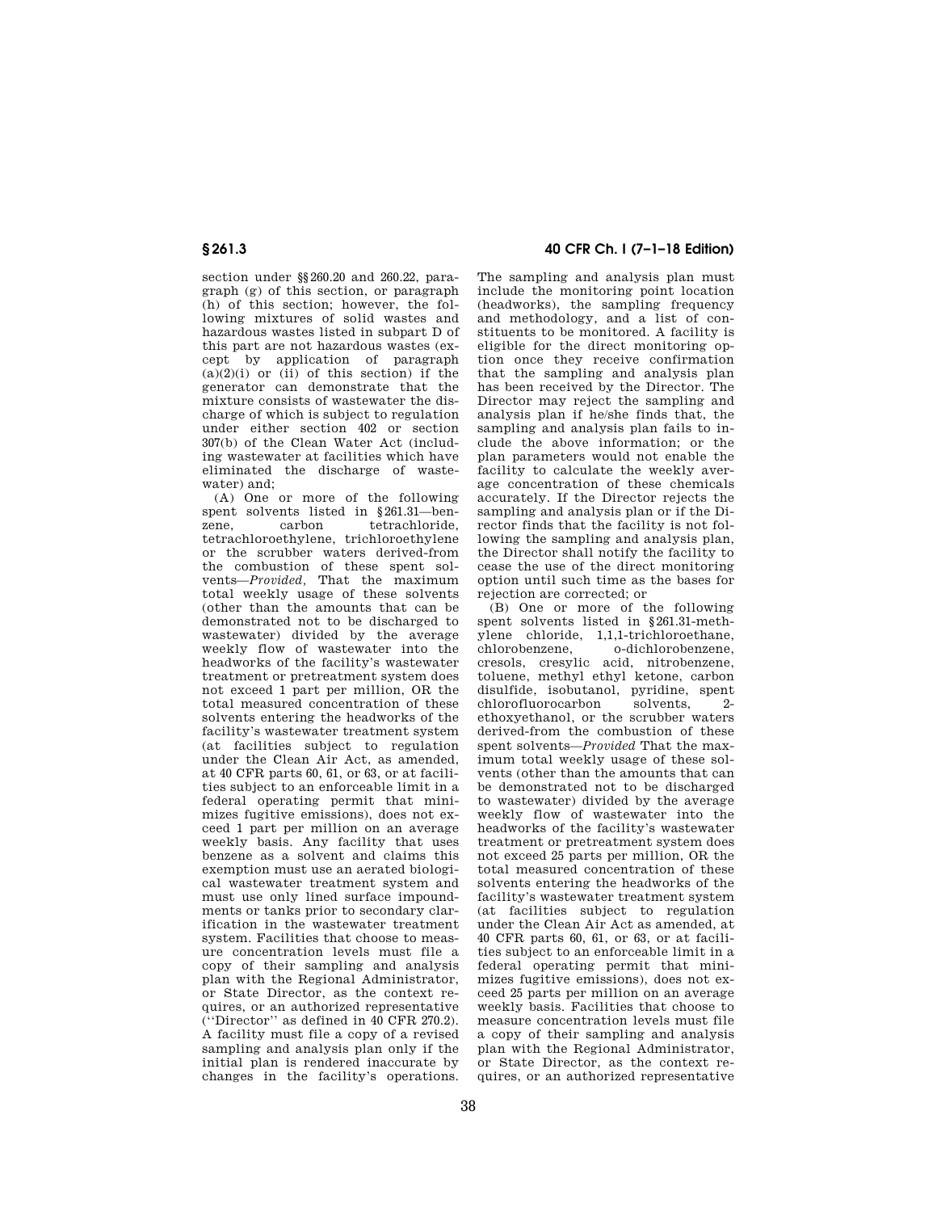section under §§260.20 and 260.22, paragraph (g) of this section, or paragraph (h) of this section; however, the following mixtures of solid wastes and hazardous wastes listed in subpart D of this part are not hazardous wastes (except by application of paragraph (a)(2)(i) or (ii) of this section) if the generator can demonstrate that the mixture consists of wastewater the discharge of which is subject to regulation under either section 402 or section 307(b) of the Clean Water Act (including wastewater at facilities which have eliminated the discharge of wastewater) and;

(A) One or more of the following spent solvents listed in §261.31—benzene, carbon tetrachloride, tetrachloroethylene, trichloroethylene or the scrubber waters derived-from the combustion of these spent solvents—*Provided,* That the maximum total weekly usage of these solvents (other than the amounts that can be demonstrated not to be discharged to wastewater) divided by the average weekly flow of wastewater into the headworks of the facility's wastewater treatment or pretreatment system does not exceed 1 part per million, OR the total measured concentration of these solvents entering the headworks of the facility's wastewater treatment system (at facilities subject to regulation under the Clean Air Act, as amended, at 40 CFR parts 60, 61, or 63, or at facilities subject to an enforceable limit in a federal operating permit that minimizes fugitive emissions), does not exceed 1 part per million on an average weekly basis. Any facility that uses benzene as a solvent and claims this exemption must use an aerated biological wastewater treatment system and must use only lined surface impoundments or tanks prior to secondary clarification in the wastewater treatment system. Facilities that choose to measure concentration levels must file a copy of their sampling and analysis plan with the Regional Administrator, or State Director, as the context requires, or an authorized representative (''Director'' as defined in 40 CFR 270.2). A facility must file a copy of a revised sampling and analysis plan only if the initial plan is rendered inaccurate by changes in the facility's operations. The sampling and analysis plan must include the monitoring point location (headworks), the sampling frequency and methodology, and a list of constituents to be monitored. A facility is eligible for the direct monitoring option once they receive confirmation that the sampling and analysis plan has been received by the Director. The Director may reject the sampling and analysis plan if he/she finds that, the sampling and analysis plan fails to include the above information; or the plan parameters would not enable the facility to calculate the weekly average concentration of these chemicals accurately. If the Director rejects the sampling and analysis plan or if the Director finds that the facility is not following the sampling and analysis plan, the Director shall notify the facility to cease the use of the direct monitoring option until such time as the bases for rejection are corrected; or

(B) One or more of the following spent solvents listed in §261.31-methylene chloride, 1,1,1-trichloroethane, chlorobenzene, o-dichlorobenzene, cresols, cresylic acid, nitrobenzene, toluene, methyl ethyl ketone, carbon disulfide, isobutanol, pyridine, spent chlorofluorocarbon solvents, 2-ethoxyethanol, or the scrubber waters derived-from the combustion of these spent solvents—*Provided* That the maximum total weekly usage of these solvents (other than the amounts that can be demonstrated not to be discharged to wastewater) divided by the average weekly flow of wastewater into the headworks of the facility's wastewater treatment or pretreatment system does not exceed 25 parts per million, OR the total measured concentration of these solvents entering the headworks of the facility's wastewater treatment system (at facilities subject to regulation under the Clean Air Act as amended, at 40 CFR parts 60, 61, or 63, or at facilities subject to an enforceable limit in a federal operating permit that minimizes fugitive emissions), does not exceed 25 parts per million on an average weekly basis. Facilities that choose to measure concentration levels must file a copy of their sampling and analysis plan with the Regional Administrator, or State Director, as the context requires, or an authorized representative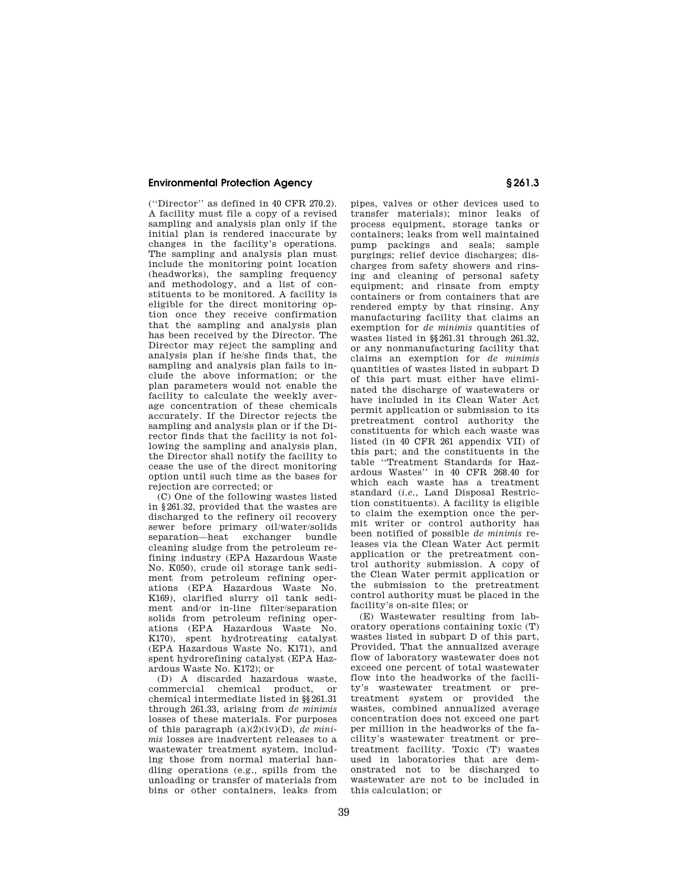("Director" as defined in 40 CFR 270.2). A facility must file a copy of a revised sampling and analysis plan only if the initial plan is rendered inaccurate by changes in the facility's operations. The sampling and analysis plan must include the monitoring point location (headworks), the sampling frequency and methodology, and a list of constituents to be monitored. A facility is eligible for the direct monitoring option once they receive confirmation that the sampling and analysis plan has been received by the Director. The Director may reject the sampling and analysis plan if he/she finds that, the sampling and analysis plan fails to include the above information; or the plan parameters would not enable the facility to calculate the weekly average concentration of these chemicals accurately. If the Director rejects the sampling and analysis plan or if the Director finds that the facility is not following the sampling and analysis plan, the Director shall notify the facility to cease the use of the direct monitoring option until such time as the bases for rejection are corrected; or

(C) One of the following wastes listed in §261.32, provided that the wastes are discharged to the refinery oil recovery sewer before primary oil/water/solids separation—heat exchanger bundle cleaning sludge from the petroleum refining industry (EPA Hazardous Waste No. K050), crude oil storage tank sediment from petroleum refining operations (EPA Hazardous Waste No. K169), clarified slurry oil tank sediment and/or in-line filter/separation solids from petroleum refining operations (EPA Hazardous Waste No. K170), spent hydrotreating catalyst (EPA Hazardous Waste No. K171), and spent hydrorefining catalyst (EPA Hazardous Waste No. K172); or

(D) A discarded hazardous waste, commercial chemical product, or chemical intermediate listed in §§261.31 through 261.33, arising from *de minimis* losses of these materials. For purposes of this paragraph (a)(2)(iv)(D), *de minimis* losses are inadvertent releases to a wastewater treatment system, including those from normal material handling operations (e.g., spills from the unloading or transfer of materials from bins or other containers, leaks from pipes, valves or other devices used to transfer materials); minor leaks of process equipment, storage tanks or containers; leaks from well maintained pump packings and seals; sample purgings; relief device discharges; discharges from safety showers and rinsing and cleaning of personal safety equipment; and rinsate from empty containers or from containers that are rendered empty by that rinsing. Any manufacturing facility that claims an exemption for *de minimis* quantities of wastes listed in §§261.31 through 261.32, or any nonmanufacturing facility that claims an exemption for *de minimis* quantities of wastes listed in subpart D of this part must either have eliminated the discharge of wastewaters or have included in its Clean Water Act permit application or submission to its pretreatment control authority the constituents for which each waste was listed (in 40 CFR 261 appendix VII) of this part; and the constituents in the table "Treatment Standards for Hazardous Wastes" in 40 CFR 268.40 for which each waste has a treatment standard (*i.e.*, Land Disposal Restriction constituents). A facility is eligible to claim the exemption once the permit writer or control authority has been notified of possible *de minimis* releases via the Clean Water Act permit application or the pretreatment control authority submission. A copy of the Clean Water permit application or the submission to the pretreatment control authority must be placed in the facility's on-site files; or

(E) Wastewater resulting from laboratory operations containing toxic (T) wastes listed in subpart D of this part, Provided, That the annualized average flow of laboratory wastewater does not exceed one percent of total wastewater flow into the headworks of the facility's wastewater treatment or pretreatment system or provided the wastes, combined annualized average concentration does not exceed one part per million in the headworks of the facility's wastewater treatment or pretreatment facility. Toxic (T) wastes used in laboratories that are demonstrated not to be discharged to wastewater are not to be included in this calculation; or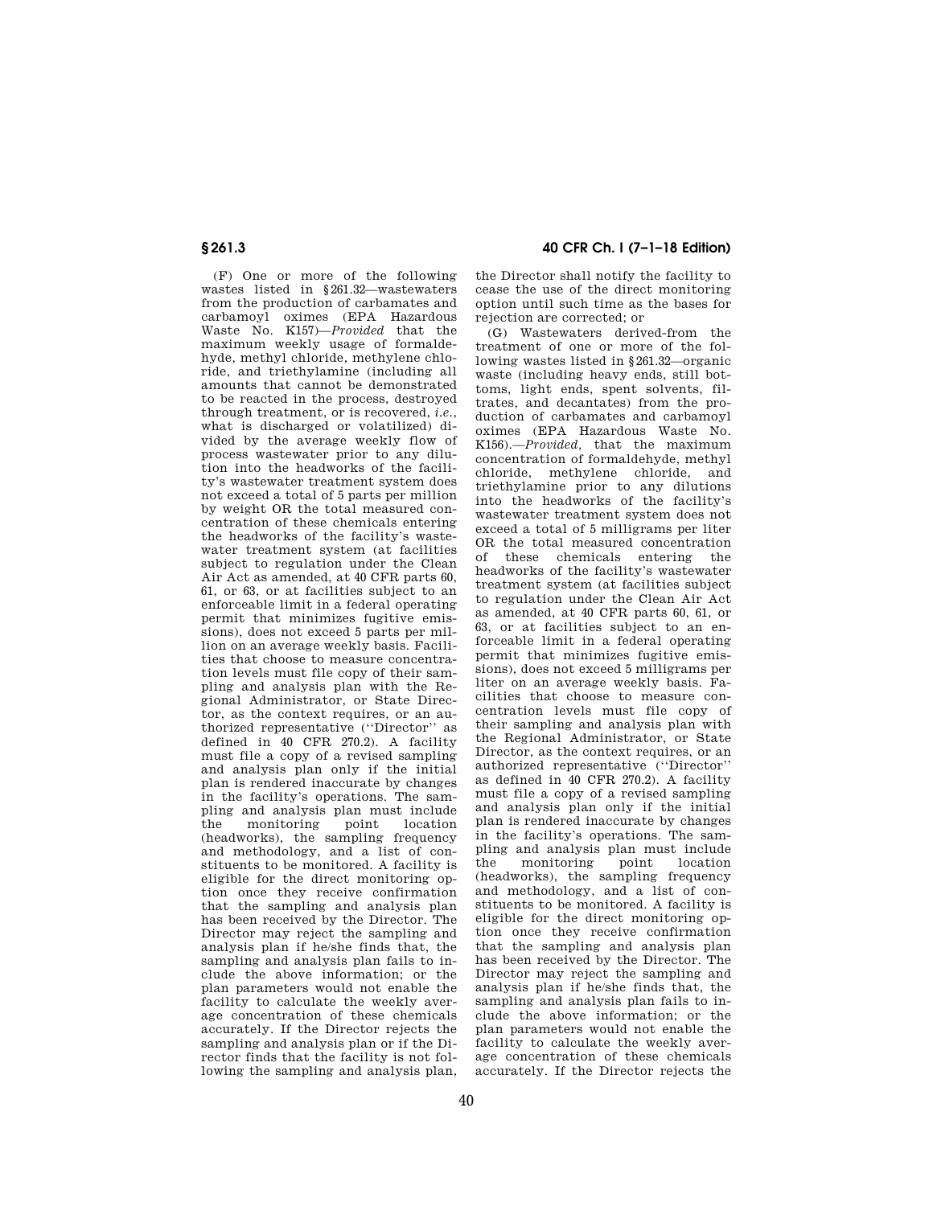(F) One or more of the following wastes listed in §261.32—wastewaters from the production of carbamates and carbamoyl oximes (EPA Hazardous Waste No. K157)—*Provided* that the maximum weekly usage of formaldehyde, methyl chloride, methylene chloride, and triethylamine (including all amounts that cannot be demonstrated to be reacted in the process, destroyed through treatment, or is recovered, *i.e.*, what is discharged or volatilized) divided by the average weekly flow of process wastewater prior to any dilution into the headworks of the facility's wastewater treatment system does not exceed a total of 5 parts per million by weight OR the total measured concentration of these chemicals entering the headworks of the facility's wastewater treatment system (at facilities subject to regulation under the Clean Air Act as amended, at 40 CFR parts 60, 61, or 63, or at facilities subject to an enforceable limit in a federal operating permit that minimizes fugitive emissions), does not exceed 5 parts per million on an average weekly basis. Facilities that choose to measure concentration levels must file copy of their sampling and analysis plan with the Regional Administrator, or State Director, as the context requires, or an authorized representative (''Director'' as defined in 40 CFR 270.2). A facility must file a copy of a revised sampling and analysis plan only if the initial plan is rendered inaccurate by changes in the facility's operations. The sampling and analysis plan must include the monitoring point location (headworks), the sampling frequency and methodology, and a list of constituents to be monitored. A facility is eligible for the direct monitoring option once they receive confirmation that the sampling and analysis plan has been received by the Director. The Director may reject the sampling and analysis plan if he/she finds that, the sampling and analysis plan fails to include the above information; or the plan parameters would not enable the facility to calculate the weekly average concentration of these chemicals accurately. If the Director rejects the sampling and analysis plan or if the Director finds that the facility is not following the sampling and analysis plan, the Director shall notify the facility to cease the use of the direct monitoring option until such time as the bases for rejection are corrected; or

(G) Wastewaters derived-from the treatment of one or more of the following wastes listed in §261.32—organic waste (including heavy ends, still bottoms, light ends, spent solvents, filtrates, and decantates) from the production of carbamates and carbamoyl oximes (EPA Hazardous Waste No. K156).—*Provided*, that the maximum concentration of formaldehyde, methyl chloride, methylene chloride, and triethylamine prior to any dilutions into the headworks of the facility's wastewater treatment system does not exceed a total of 5 milligrams per liter OR the total measured concentration of these chemicals entering the headworks of the facility's wastewater treatment system (at facilities subject to regulation under the Clean Air Act as amended, at 40 CFR parts 60, 61, or 63, or at facilities subject to an enforceable limit in a federal operating permit that minimizes fugitive emissions), does not exceed 5 milligrams per liter on an average weekly basis. Facilities that choose to measure concentration levels must file copy of their sampling and analysis plan with the Regional Administrator, or State Director, as the context requires, or an authorized representative (''Director'' as defined in 40 CFR 270.2). A facility must file a copy of a revised sampling and analysis plan only if the initial plan is rendered inaccurate by changes in the facility's operations. The sampling and analysis plan must include the monitoring point location (headworks), the sampling frequency and methodology, and a list of constituents to be monitored. A facility is eligible for the direct monitoring option once they receive confirmation that the sampling and analysis plan has been received by the Director. The Director may reject the sampling and analysis plan if he/she finds that, the sampling and analysis plan fails to include the above information; or the plan parameters would not enable the facility to calculate the weekly average concentration of these chemicals accurately. If the Director rejects the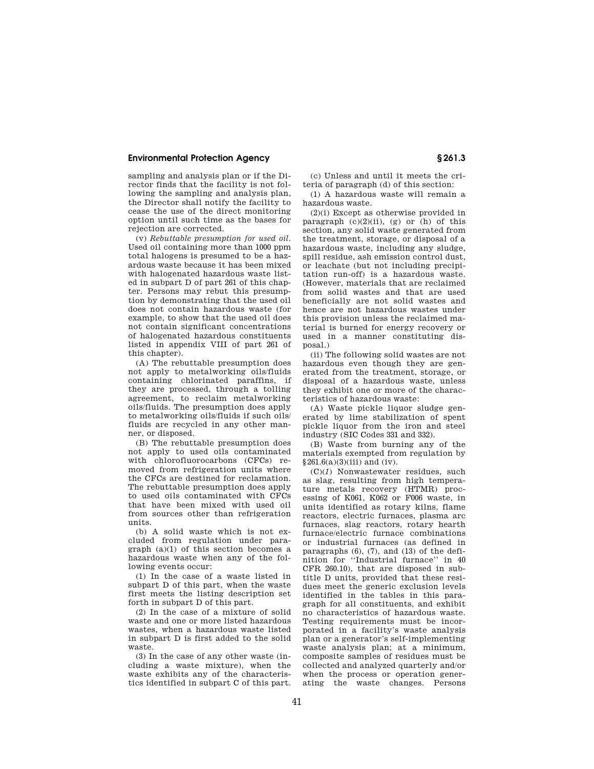sampling and analysis plan or if the Director finds that the facility is not following the sampling and analysis plan, the Director shall notify the facility to cease the use of the direct monitoring option until such time as the bases for rejection are corrected.

(v) *Rebuttable presumption for used oil*. Used oil containing more than 1000 ppm total halogens is presumed to be a hazardous waste because it has been mixed with halogenated hazardous waste listed in subpart D of part 261 of this chapter. Persons may rebut this presumption by demonstrating that the used oil does not contain hazardous waste (for example, to show that the used oil does not contain significant concentrations of halogenated hazardous constituents listed in appendix VIII of part 261 of this chapter).

(A) The rebuttable presumption does not apply to metalworking oils/fluids containing chlorinated paraffins, if they are processed, through a tolling agreement, to reclaim metalworking oils/fluids. The presumption does apply to metalworking oils/fluids if such oils/fluids are recycled in any other manner, or disposed.

(B) The rebuttable presumption does not apply to used oils contaminated with chlorofluorocarbons (CFCs) removed from refrigeration units where the CFCs are destined for reclamation. The rebuttable presumption does apply to used oils contaminated with CFCs that have been mixed with used oil from sources other than refrigeration units.

(b) A solid waste which is not excluded from regulation under paragraph (a)(1) of this section becomes a hazardous waste when any of the following events occur:

(1) In the case of a waste listed in subpart D of this part, when the waste first meets the listing description set forth in subpart D of this part.

(2) In the case of a mixture of solid waste and one or more listed hazardous wastes, when a hazardous waste listed in subpart D is first added to the solid waste.

(3) In the case of any other waste (including a waste mixture), when the waste exhibits any of the characteristics identified in subpart C of this part.

(c) Unless and until it meets the criteria of paragraph (d) of this section:

(1) A hazardous waste will remain a hazardous waste.

(2)(i) Except as otherwise provided in paragraph (c)(2)(ii), (g) or (h) of this section, any solid waste generated from the treatment, storage, or disposal of a hazardous waste, including any sludge, spill residue, ash emission control dust, or leachate (but not including precipitation run-off) is a hazardous waste. (However, materials that are reclaimed from solid wastes and that are used beneficially are not solid wastes and hence are not hazardous wastes under this provision unless the reclaimed material is burned for energy recovery or used in a manner constituting disposal.)

(ii) The following solid wastes are not hazardous even though they are generated from the treatment, storage, or disposal of a hazardous waste, unless they exhibit one or more of the characteristics of hazardous waste:

(A) Waste pickle liquor sludge generated by lime stabilization of spent pickle liquor from the iron and steel industry (SIC Codes 331 and 332).

(B) Waste from burning any of the materials exempted from regulation by §261.6(a)(3)(iii) and (iv).

(C)(*1*) Nonwastewater residues, such as slag, resulting from high temperature metals recovery (HTMR) processing of K061, K062 or F006 waste, in units identified as rotary kilns, flame reactors, electric furnaces, plasma arc furnaces, slag reactors, rotary hearth furnace/electric furnace combinations or industrial furnaces (as defined in paragraphs (6), (7), and (13) of the definition for ''Industrial furnace'' in 40 CFR 260.10), that are disposed in subtitle D units, provided that these residues meet the generic exclusion levels identified in the tables in this paragraph for all constituents, and exhibit no characteristics of hazardous waste. Testing requirements must be incorporated in a facility's waste analysis plan or a generator's self-implementing waste analysis plan; at a minimum, composite samples of residues must be collected and analyzed quarterly and/or when the process or operation generating the waste changes. Persons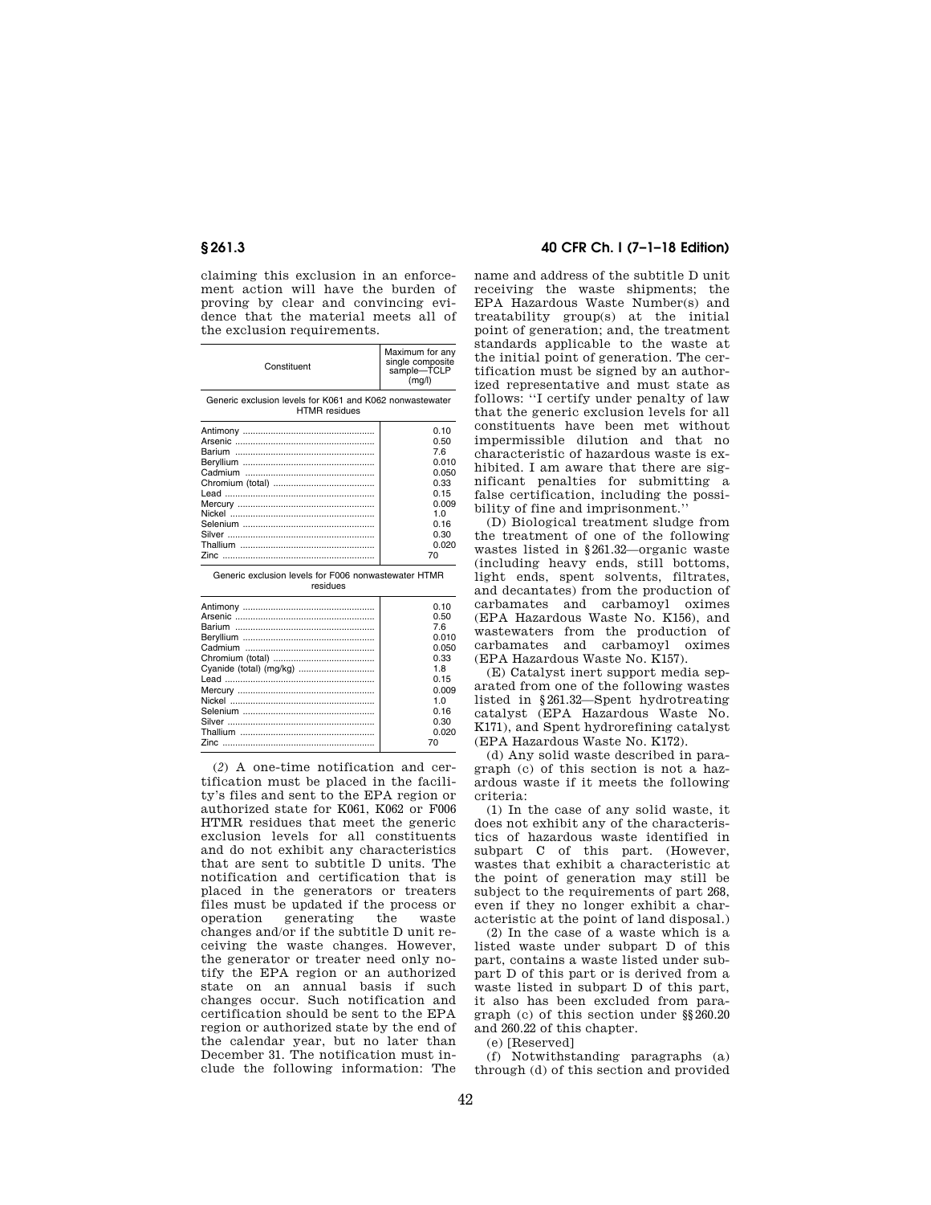claiming this exclusion in an enforcement action will have the burden of proving by clear and convincing evidence that the material meets all of the exclusion requirements.

| Constituent | Maximum for any single composite sample—TCLP (mg/l) |
|---|---|
| **Generic exclusion levels for K061 and K062 nonwastewater HTMR residues** | |
| Antimony | 0.10 |
| Arsenic | 0.50 |
| Barium | 7.6 |
| Beryllium | 0.010 |
| Cadmium | 0.050 |
| Chromium (total) | 0.33 |
| Lead | 0.15 |
| Mercury | 0.009 |
| Nickel | 1.0 |
| Selenium | 0.16 |
| Silver | 0.30 |
| Thallium | 0.020 |
| Zinc | 70 |
| **Generic exclusion levels for F006 nonwastewater HTMR residues** | |
| Antimony | 0.10 |
| Arsenic | 0.50 |
| Barium | 7.6 |
| Beryllium | 0.010 |
| Cadmium | 0.050 |
| Chromium (total) | 0.33 |
| Cyanide (total) (mg/kg) | 1.8 |
| Lead | 0.15 |
| Mercury | 0.009 |
| Nickel | 1.0 |
| Selenium | 0.16 |
| Silver | 0.30 |
| Thallium | 0.020 |
| Zinc | 70 |

(*2*) A one-time notification and certification must be placed in the facility's files and sent to the EPA region or authorized state for K061, K062 or F006 HTMR residues that meet the generic exclusion levels for all constituents and do not exhibit any characteristics that are sent to subtitle D units. The notification and certification that is placed in the generators or treaters files must be updated if the process or operation generating the waste changes and/or if the subtitle D unit receiving the waste changes. However, the generator or treater need only notify the EPA region or an authorized state on an annual basis if such changes occur. Such notification and certification should be sent to the EPA region or authorized state by the end of the calendar year, but no later than December 31. The notification must include the following information: The name and address of the subtitle D unit receiving the waste shipments; the EPA Hazardous Waste Number(s) and treatability group(s) at the initial point of generation; and, the treatment standards applicable to the waste at the initial point of generation. The certification must be signed by an authorized representative and must state as follows: "I certify under penalty of law that the generic exclusion levels for all constituents have been met without impermissible dilution and that no characteristic of hazardous waste is exhibited. I am aware that there are significant penalties for submitting a false certification, including the possibility of fine and imprisonment."

(D) Biological treatment sludge from the treatment of one of the following wastes listed in §261.32—organic waste (including heavy ends, still bottoms, light ends, spent solvents, filtrates, and decantates) from the production of carbamates and carbamoyl oximes (EPA Hazardous Waste No. K156), and wastewaters from the production of carbamates and carbamoyl oximes (EPA Hazardous Waste No. K157).

(E) Catalyst inert support media separated from one of the following wastes listed in §261.32—Spent hydrotreating catalyst (EPA Hazardous Waste No. K171), and Spent hydrorefining catalyst (EPA Hazardous Waste No. K172).

(d) Any solid waste described in paragraph (c) of this section is not a hazardous waste if it meets the following criteria:

(1) In the case of any solid waste, it does not exhibit any of the characteristics of hazardous waste identified in subpart C of this part. (However, wastes that exhibit a characteristic at the point of generation may still be subject to the requirements of part 268, even if they no longer exhibit a characteristic at the point of land disposal.)

(2) In the case of a waste which is a listed waste under subpart D of this part, contains a waste listed under subpart D of this part or is derived from a waste listed in subpart D of this part, it also has been excluded from paragraph (c) of this section under §§260.20 and 260.22 of this chapter.

(e) [Reserved]

(f) Notwithstanding paragraphs (a) through (d) of this section and provided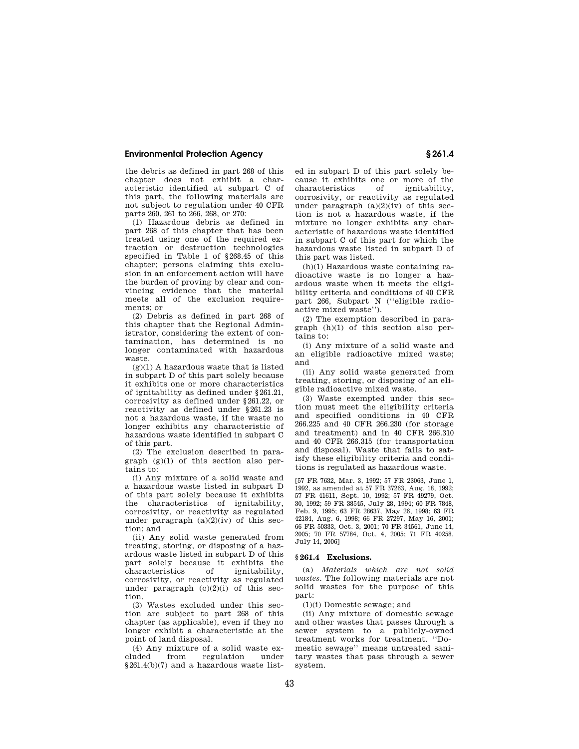the debris as defined in part 268 of this chapter does not exhibit a characteristic identified at subpart C of this part, the following materials are not subject to regulation under 40 CFR parts 260, 261 to 266, 268, or 270:

(1) Hazardous debris as defined in part 268 of this chapter that has been treated using one of the required extraction or destruction technologies specified in Table 1 of §268.45 of this chapter; persons claiming this exclusion in an enforcement action will have the burden of proving by clear and convincing evidence that the material meets all of the exclusion requirements; or

(2) Debris as defined in part 268 of this chapter that the Regional Administrator, considering the extent of contamination, has determined is no longer contaminated with hazardous waste.

(g)(1) A hazardous waste that is listed in subpart D of this part solely because it exhibits one or more characteristics of ignitability as defined under §261.21, corrosivity as defined under §261.22, or reactivity as defined under §261.23 is not a hazardous waste, if the waste no longer exhibits any characteristic of hazardous waste identified in subpart C of this part.

(2) The exclusion described in paragraph (g)(1) of this section also pertains to:

(i) Any mixture of a solid waste and a hazardous waste listed in subpart D of this part solely because it exhibits the characteristics of ignitability, corrosivity, or reactivity as regulated under paragraph (a)(2)(iv) of this section; and

(ii) Any solid waste generated from treating, storing, or disposing of a hazardous waste listed in subpart D of this part solely because it exhibits the characteristics of ignitability, corrosivity, or reactivity as regulated under paragraph (c)(2)(i) of this section.

(3) Wastes excluded under this section are subject to part 268 of this chapter (as applicable), even if they no longer exhibit a characteristic at the point of land disposal.

(4) Any mixture of a solid waste excluded from regulation under §261.4(b)(7) and a hazardous waste listed in subpart D of this part solely because it exhibits one or more of the characteristics of ignitability, corrosivity, or reactivity as regulated under paragraph (a)(2)(iv) of this section is not a hazardous waste, if the mixture no longer exhibits any characteristic of hazardous waste identified in subpart C of this part for which the hazardous waste listed in subpart D of this part was listed.

(h)(1) Hazardous waste containing radioactive waste is no longer a hazardous waste when it meets the eligibility criteria and conditions of 40 CFR part 266, Subpart N (''eligible radioactive mixed waste'').

(2) The exemption described in paragraph (h)(1) of this section also pertains to:

(i) Any mixture of a solid waste and an eligible radioactive mixed waste; and

(ii) Any solid waste generated from treating, storing, or disposing of an eligible radioactive mixed waste.

(3) Waste exempted under this section must meet the eligibility criteria and specified conditions in 40 CFR 266.225 and 40 CFR 266.230 (for storage and treatment) and in 40 CFR 266.310 and 40 CFR 266.315 (for transportation and disposal). Waste that fails to satisfy these eligibility criteria and conditions is regulated as hazardous waste.

[57 FR 7632, Mar. 3, 1992; 57 FR 23063, June 1, 1992, as amended at 57 FR 37263, Aug. 18, 1992; 57 FR 41611, Sept. 10, 1992; 57 FR 49279, Oct. 30, 1992; 59 FR 38545, July 28, 1994; 60 FR 7848, Feb. 9, 1995; 63 FR 28637, May 26, 1998; 63 FR 42184, Aug. 6, 1998; 66 FR 27297, May 16, 2001; 66 FR 50333, Oct. 3, 2001; 70 FR 34561, June 14, 2005; 70 FR 57784, Oct. 4, 2005; 71 FR 40258, July 14, 2006]

### § 261.4 Exclusions.

(a) *Materials which are not solid wastes.* The following materials are not solid wastes for the purpose of this part:

(1)(i) Domestic sewage; and

(ii) Any mixture of domestic sewage and other wastes that passes through a sewer system to a publicly-owned treatment works for treatment. ''Domestic sewage'' means untreated sanitary wastes that pass through a sewer system.